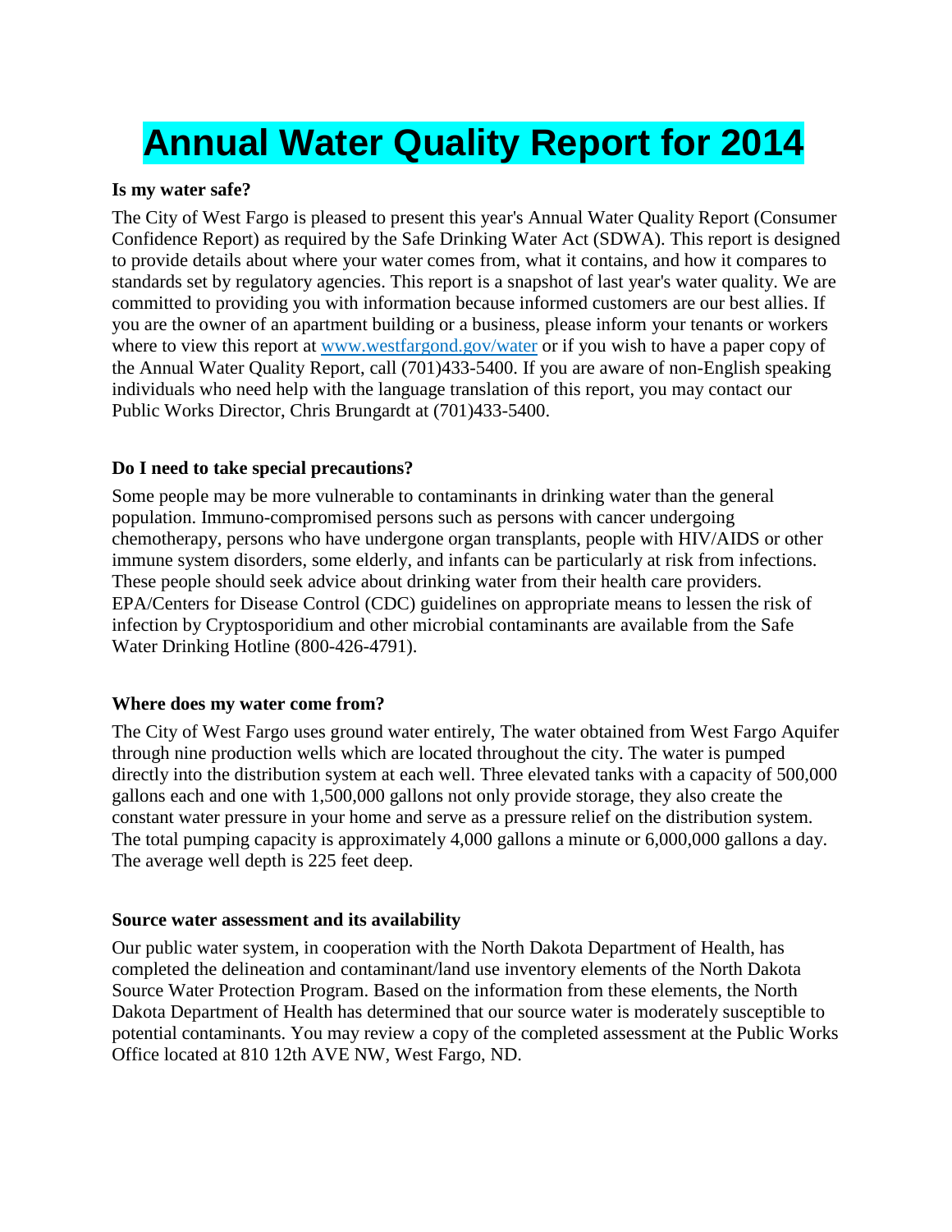# Annual Water Quality Report for 2014

**Is my water safe?**

The City of West Fargo is pleased to present this year's Annual Water Quality Report (Consumer Confidence Report) as required by the Safe Drinking Water Act (SDWA). This report is designed to provide details about where your water comes from, what it contains, and how it compares to standards set by regulatory agencies. This report is a snapshot of last year's water quality. We are committed to providing you with information because informed customers are our best allies. If you are the owner of an apartment building or a business, please inform your tenants or workers where to view this report at www.westfargond.gov/water or if you wish to have a paper copy of the Annual Water Quality Report, call (701)433-5400. If you are aware of non-English speaking individuals who need help with the language translation of this report, you may contact our Public Works Director, Chris Brungardt at (701)433-5400.

**Do I need to take special precautions?**

Some people may be more vulnerable to contaminants in drinking water than the general population. Immuno-compromised persons such as persons with cancer undergoing chemotherapy, persons who have undergone organ transplants, people with HIV/AIDS or other immune system disorders, some elderly, and infants can be particularly at risk from infections. These people should seek advice about drinking water from their health care providers. EPA/Centers for Disease Control (CDC) guidelines on appropriate means to lessen the risk of infection by Cryptosporidium and other microbial contaminants are available from the Safe Water Drinking Hotline (800-426-4791).

**Where does my water come from?**

The City of West Fargo uses ground water entirely, The water obtained from West Fargo Aquifer through nine production wells which are located throughout the city. The water is pumped directly into the distribution system at each well. Three elevated tanks with a capacity of 500,000 gallons each and one with 1,500,000 gallons not only provide storage, they also create the constant water pressure in your home and serve as a pressure relief on the distribution system. The total pumping capacity is approximately 4,000 gallons a minute or 6,000,000 gallons a day. The average well depth is 225 feet deep.

**Source water assessment and its availability**

Our public water system, in cooperation with the North Dakota Department of Health, has completed the delineation and contaminant/land use inventory elements of the North Dakota Source Water Protection Program. Based on the information from these elements, the North Dakota Department of Health has determined that our source water is moderately susceptible to potential contaminants. You may review a copy of the completed assessment at the Public Works Office located at 810 12th AVE NW, West Fargo, ND.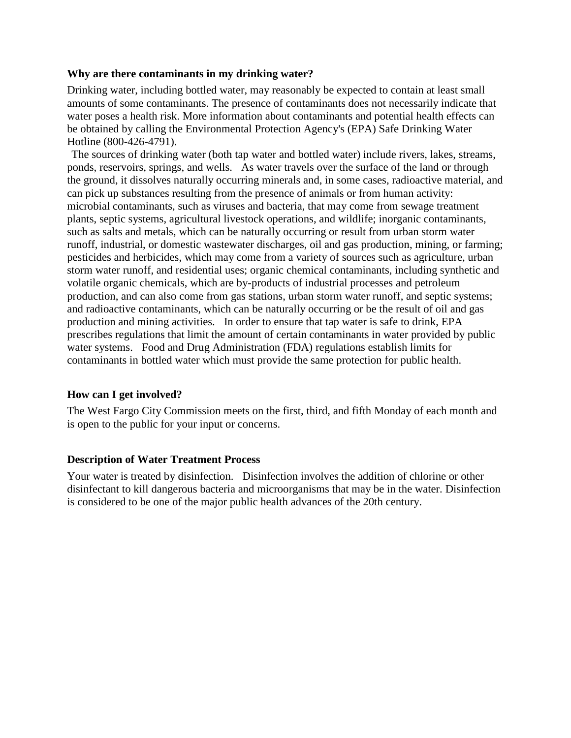**Why are there contaminants in my drinking water?**

Drinking water, including bottled water, may reasonably be expected to contain at least small amounts of some contaminants. The presence of contaminants does not necessarily indicate that water poses a health risk. More information about contaminants and potential health effects can be obtained by calling the Environmental Protection Agency's (EPA) Safe Drinking Water Hotline (800-426-4791).

The sources of drinking water (both tap water and bottled water) include rivers, lakes, streams, ponds, reservoirs, springs, and wells. As water travels over the surface of the land or through the ground, it dissolves naturally occurring minerals and, in some cases, radioactive material, and can pick up substances resulting from the presence of animals or from human activity: microbial contaminants, such as viruses and bacteria, that may come from sewage treatment plants, septic systems, agricultural livestock operations, and wildlife; inorganic contaminants, such as salts and metals, which can be naturally occurring or result from urban storm water runoff, industrial, or domestic wastewater discharges, oil and gas production, mining, or farming; pesticides and herbicides, which may come from a variety of sources such as agriculture, urban storm water runoff, and residential uses; organic chemical contaminants, including synthetic and volatile organic chemicals, which are by-products of industrial processes and petroleum production, and can also come from gas stations, urban storm water runoff, and septic systems; and radioactive contaminants, which can be naturally occurring or be the result of oil and gas production and mining activities. In order to ensure that tap water is safe to drink, EPA prescribes regulations that limit the amount of certain contaminants in water provided by public water systems. Food and Drug Administration (FDA) regulations establish limits for contaminants in bottled water which must provide the same protection for public health.

**How can I get involved?**

The West Fargo City Commission meets on the first, third, and fifth Monday of each month and is open to the public for your input or concerns.

**Description of Water Treatment Process**

Your water is treated by disinfection. Disinfection involves the addition of chlorine or other disinfectant to kill dangerous bacteria and microorganisms that may be in the water. Disinfection is considered to be one of the major public health advances of the 20th century.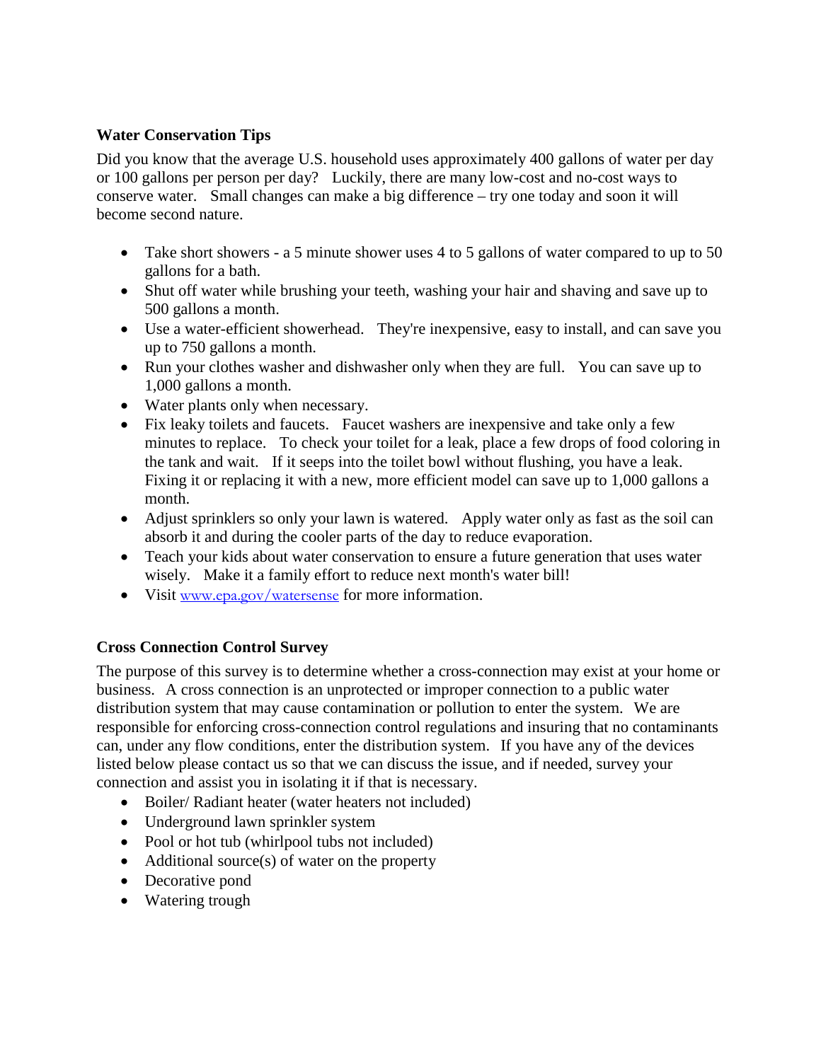**Water Conservation Tips**

Did you know that the average U.S. household uses approximately 400 gallons of water per day or 100 gallons per person per day? Luckily, there are many low-cost and no-cost ways to conserve water. Small changes can make a big difference – try one today and soon it will become second nature.

- Take short showers - a 5 minute shower uses 4 to 5 gallons of water compared to up to 50 gallons for a bath.
- Shut off water while brushing your teeth, washing your hair and shaving and save up to 500 gallons a month.
- Use a water-efficient showerhead. They're inexpensive, easy to install, and can save you up to 750 gallons a month.
- Run your clothes washer and dishwasher only when they are full. You can save up to 1,000 gallons a month.
- Water plants only when necessary.
- Fix leaky toilets and faucets. Faucet washers are inexpensive and take only a few minutes to replace. To check your toilet for a leak, place a few drops of food coloring in the tank and wait. If it seeps into the toilet bowl without flushing, you have a leak. Fixing it or replacing it with a new, more efficient model can save up to 1,000 gallons a month.
- Adjust sprinklers so only your lawn is watered. Apply water only as fast as the soil can absorb it and during the cooler parts of the day to reduce evaporation.
- Teach your kids about water conservation to ensure a future generation that uses water wisely. Make it a family effort to reduce next month's water bill!
- Visit www.epa.gov/watersense for more information.

**Cross Connection Control Survey**

The purpose of this survey is to determine whether a cross-connection may exist at your home or business. A cross connection is an unprotected or improper connection to a public water distribution system that may cause contamination or pollution to enter the system. We are responsible for enforcing cross-connection control regulations and insuring that no contaminants can, under any flow conditions, enter the distribution system. If you have any of the devices listed below please contact us so that we can discuss the issue, and if needed, survey your connection and assist you in isolating it if that is necessary.

- Boiler/ Radiant heater (water heaters not included)
- Underground lawn sprinkler system
- Pool or hot tub (whirlpool tubs not included)
- Additional source(s) of water on the property
- Decorative pond
- Watering trough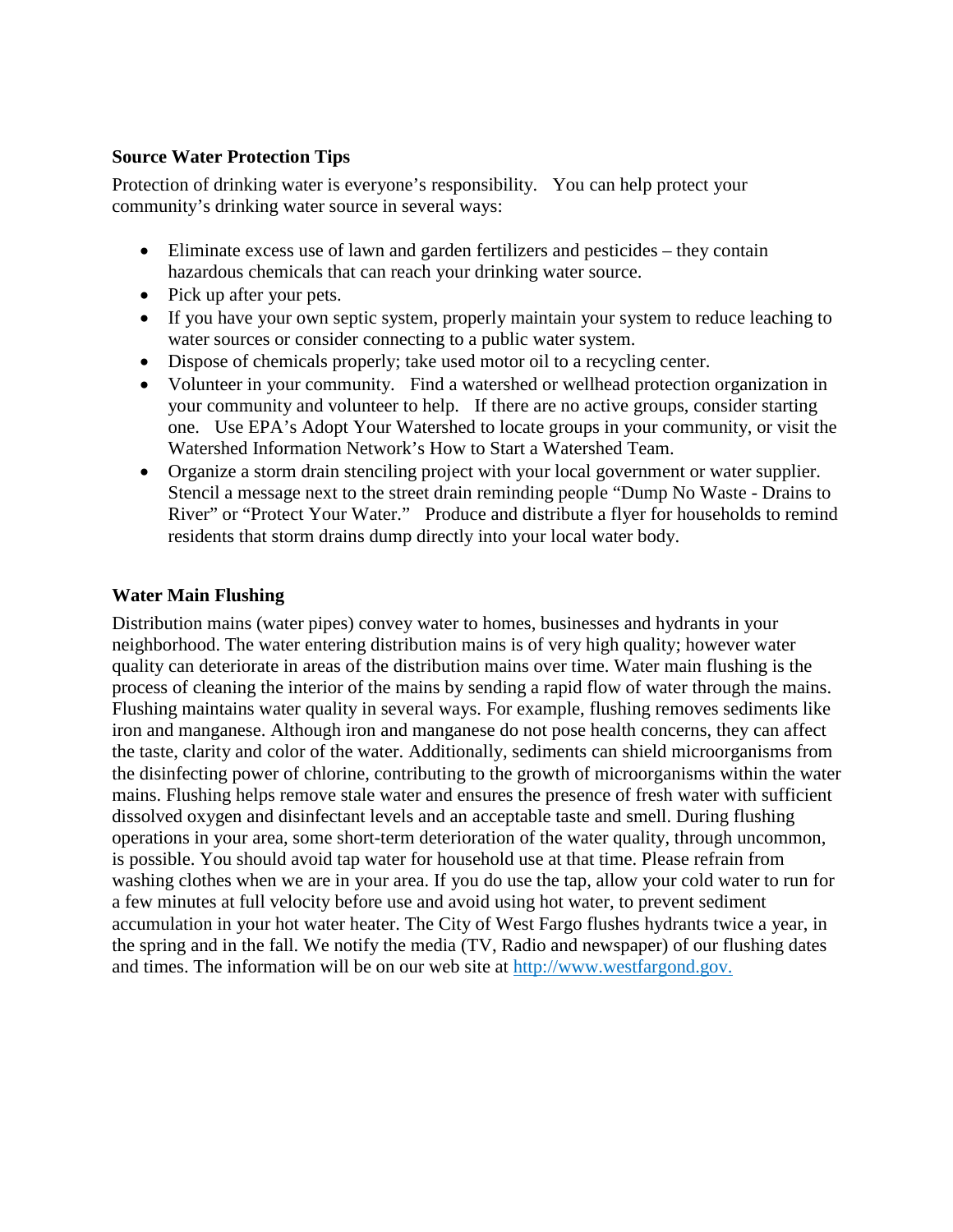**Source Water Protection Tips**

Protection of drinking water is everyone's responsibility. You can help protect your community's drinking water source in several ways:

- Eliminate excess use of lawn and garden fertilizers and pesticides – they contain hazardous chemicals that can reach your drinking water source.
- Pick up after your pets.
- If you have your own septic system, properly maintain your system to reduce leaching to water sources or consider connecting to a public water system.
- Dispose of chemicals properly; take used motor oil to a recycling center.
- Volunteer in your community. Find a watershed or wellhead protection organization in your community and volunteer to help. If there are no active groups, consider starting one. Use EPA's Adopt Your Watershed to locate groups in your community, or visit the Watershed Information Network's How to Start a Watershed Team.
- Organize a storm drain stenciling project with your local government or water supplier. Stencil a message next to the street drain reminding people "Dump No Waste - Drains to River" or "Protect Your Water." Produce and distribute a flyer for households to remind residents that storm drains dump directly into your local water body.

**Water Main Flushing**

Distribution mains (water pipes) convey water to homes, businesses and hydrants in your neighborhood. The water entering distribution mains is of very high quality; however water quality can deteriorate in areas of the distribution mains over time. Water main flushing is the process of cleaning the interior of the mains by sending a rapid flow of water through the mains. Flushing maintains water quality in several ways. For example, flushing removes sediments like iron and manganese. Although iron and manganese do not pose health concerns, they can affect the taste, clarity and color of the water. Additionally, sediments can shield microorganisms from the disinfecting power of chlorine, contributing to the growth of microorganisms within the water mains. Flushing helps remove stale water and ensures the presence of fresh water with sufficient dissolved oxygen and disinfectant levels and an acceptable taste and smell. During flushing operations in your area, some short-term deterioration of the water quality, through uncommon, is possible. You should avoid tap water for household use at that time. Please refrain from washing clothes when we are in your area. If you do use the tap, allow your cold water to run for a few minutes at full velocity before use and avoid using hot water, to prevent sediment accumulation in your hot water heater. The City of West Fargo flushes hydrants twice a year, in the spring and in the fall. We notify the media (TV, Radio and newspaper) of our flushing dates and times. The information will be on our web site at http://www.westfargond.gov.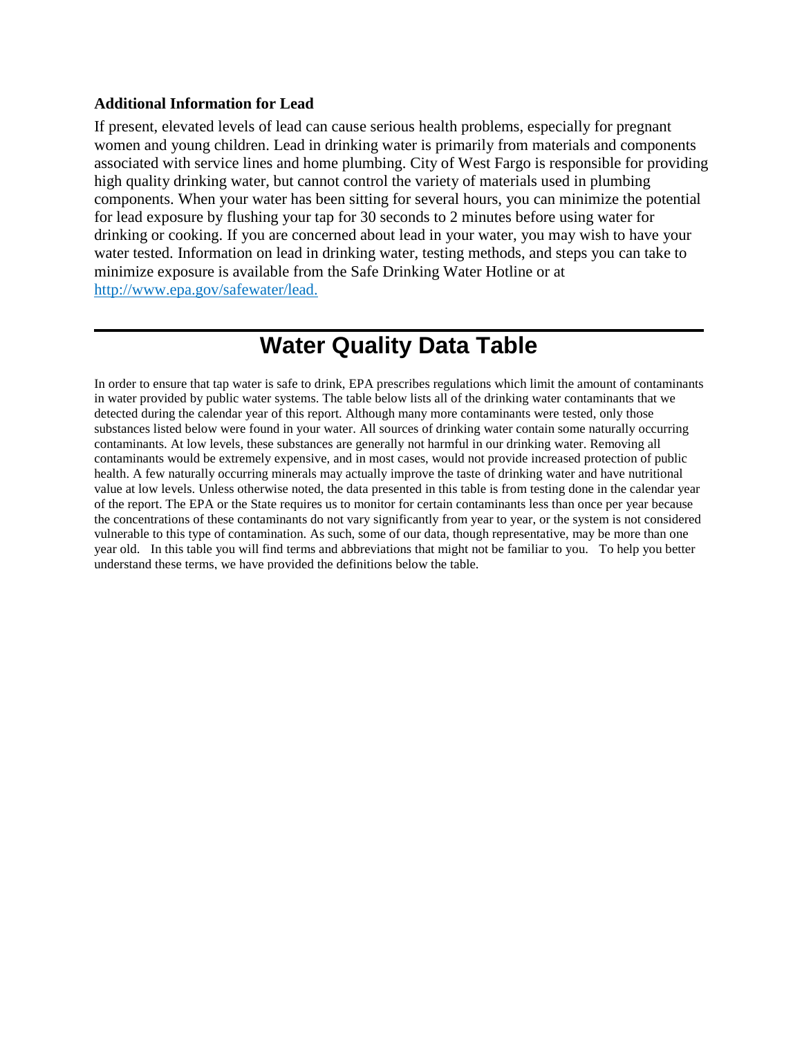### Additional Information for Lead

If present, elevated levels of lead can cause serious health problems, especially for pregnant women and young children. Lead in drinking water is primarily from materials and components associated with service lines and home plumbing. City of West Fargo is responsible for providing high quality drinking water, but cannot control the variety of materials used in plumbing components. When your water has been sitting for several hours, you can minimize the potential for lead exposure by flushing your tap for 30 seconds to 2 minutes before using water for drinking or cooking. If you are concerned about lead in your water, you may wish to have your water tested. Information on lead in drinking water, testing methods, and steps you can take to minimize exposure is available from the Safe Drinking Water Hotline or at [http://www.epa.gov/safewater/lead.](http://www.epa.gov/safewater/lead)

---

# Water Quality Data Table

In order to ensure that tap water is safe to drink, EPA prescribes regulations which limit the amount of contaminants in water provided by public water systems. The table below lists all of the drinking water contaminants that we detected during the calendar year of this report. Although many more contaminants were tested, only those substances listed below were found in your water. All sources of drinking water contain some naturally occurring contaminants. At low levels, these substances are generally not harmful in our drinking water. Removing all contaminants would be extremely expensive, and in most cases, would not provide increased protection of public health. A few naturally occurring minerals may actually improve the taste of drinking water and have nutritional value at low levels. Unless otherwise noted, the data presented in this table is from testing done in the calendar year of the report. The EPA or the State requires us to monitor for certain contaminants less than once per year because the concentrations of these contaminants do not vary significantly from year to year, or the system is not considered vulnerable to this type of contamination. As such, some of our data, though representative, may be more than one year old. In this table you will find terms and abbreviations that might not be familiar to you. To help you better understand these terms, we have provided the definitions below the table.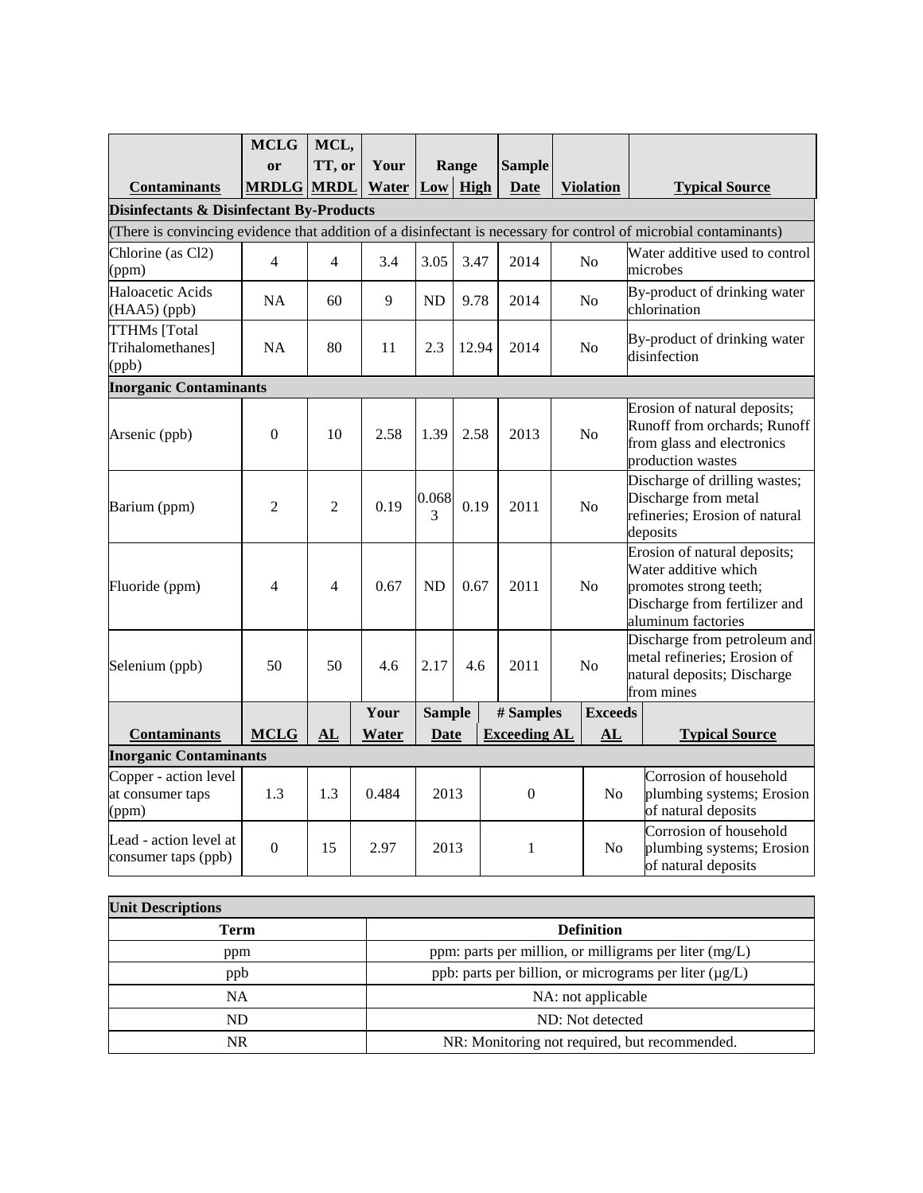| Contaminants | MCLG or MRDLG | MCL, TT, or MRDL | Your Water | Range Low | Range High | Sample Date | Violation | Typical Source |
|---|---|---|---|---|---|---|---|---|
| **Disinfectants & Disinfectant By-Products** | | | | | | | | |
| (There is convincing evidence that addition of a disinfectant is necessary for control of microbial contaminants) | | | | | | | | |
| Chlorine (as Cl2) (ppm) | 4 | 4 | 3.4 | 3.05 | 3.47 | 2014 | No | Water additive used to control microbes |
| Haloacetic Acids (HAA5) (ppb) | NA | 60 | 9 | ND | 9.78 | 2014 | No | By-product of drinking water chlorination |
| TTHMs [Total Trihalomethanes] (ppb) | NA | 80 | 11 | 2.3 | 12.94 | 2014 | No | By-product of drinking water disinfection |
| **Inorganic Contaminants** | | | | | | | | |
| Arsenic (ppb) | 0 | 10 | 2.58 | 1.39 | 2.58 | 2013 | No | Erosion of natural deposits; Runoff from orchards; Runoff from glass and electronics production wastes |
| Barium (ppm) | 2 | 2 | 0.19 | 0.0683 | 0.19 | 2011 | No | Discharge of drilling wastes; Discharge from metal refineries; Erosion of natural deposits |
| Fluoride (ppm) | 4 | 4 | 0.67 | ND | 0.67 | 2011 | No | Erosion of natural deposits; Water additive which promotes strong teeth; Discharge from fertilizer and aluminum factories |
| Selenium (ppb) | 50 | 50 | 4.6 | 2.17 | 4.6 | 2011 | No | Discharge from petroleum and metal refineries; Erosion of natural deposits; Discharge from mines |

| Contaminants | MCLG | AL | Your Water | Sample Date | # Samples Exceeding AL | Exceeds AL | Typical Source |
|---|---|---|---|---|---|---|---|
| **Inorganic Contaminants** | | | | | | | |
| Copper - action level at consumer taps (ppm) | 1.3 | 1.3 | 0.484 | 2013 | 0 | No | Corrosion of household plumbing systems; Erosion of natural deposits |
| Lead - action level at consumer taps (ppb) | 0 | 15 | 2.97 | 2013 | 1 | No | Corrosion of household plumbing systems; Erosion of natural deposits |

| Unit Descriptions | |
|---|---|
| **Term** | **Definition** |
| ppm | ppm: parts per million, or milligrams per liter (mg/L) |
| ppb | ppb: parts per billion, or micrograms per liter (µg/L) |
| NA | NA: not applicable |
| ND | ND: Not detected |
| NR | NR: Monitoring not required, but recommended. |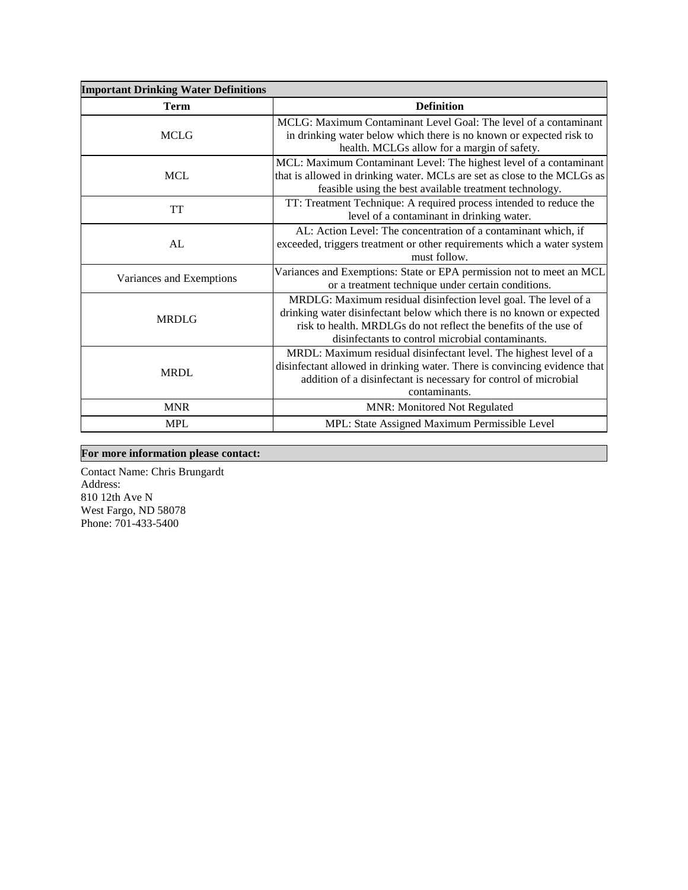| Important Drinking Water Definitions | |
|---|---|
| **Term** | **Definition** |
| MCLG | MCLG: Maximum Contaminant Level Goal: The level of a contaminant in drinking water below which there is no known or expected risk to health. MCLGs allow for a margin of safety. |
| MCL | MCL: Maximum Contaminant Level: The highest level of a contaminant that is allowed in drinking water. MCLs are set as close to the MCLGs as feasible using the best available treatment technology. |
| TT | TT: Treatment Technique: A required process intended to reduce the level of a contaminant in drinking water. |
| AL | AL: Action Level: The concentration of a contaminant which, if exceeded, triggers treatment or other requirements which a water system must follow. |
| Variances and Exemptions | Variances and Exemptions: State or EPA permission not to meet an MCL or a treatment technique under certain conditions. |
| MRDLG | MRDLG: Maximum residual disinfection level goal. The level of a drinking water disinfectant below which there is no known or expected risk to health. MRDLGs do not reflect the benefits of the use of disinfectants to control microbial contaminants. |
| MRDL | MRDL: Maximum residual disinfectant level. The highest level of a disinfectant allowed in drinking water. There is convincing evidence that addition of a disinfectant is necessary for control of microbial contaminants. |
| MNR | MNR: Monitored Not Regulated |
| MPL | MPL: State Assigned Maximum Permissible Level |

**For more information please contact:**

Contact Name: Chris Brungardt
Address:
810 12th Ave N
West Fargo, ND 58078
Phone: 701-433-5400